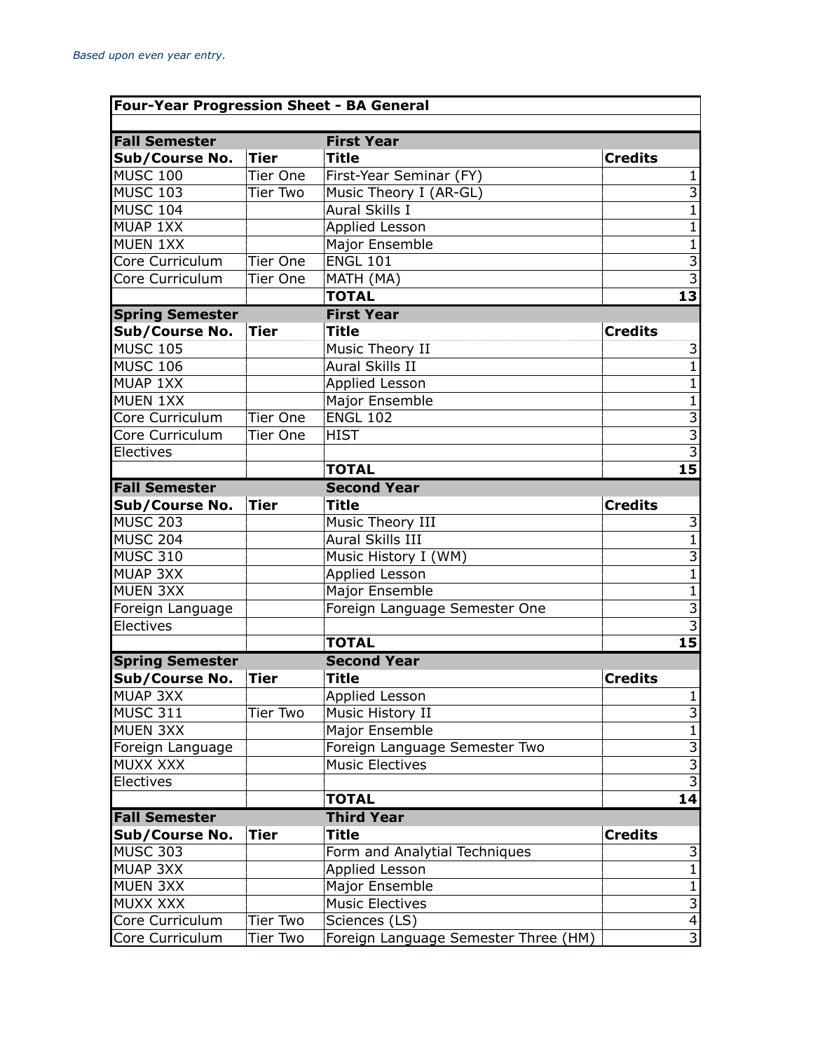*Based upon even year entry.*

| Four-Year Progression Sheet - BA General | | | |
| --- | --- | --- | --- |
| **Fall Semester** | | **First Year** | |
| **Sub/Course No.** | **Tier** | **Title** | **Credits** |
| MUSC 100 | Tier One | First-Year Seminar (FY) | 1 |
| MUSC 103 | Tier Two | Music Theory I (AR-GL) | 3 |
| MUSC 104 | | Aural Skills I | 1 |
| MUAP 1XX | | Applied Lesson | 1 |
| MUEN 1XX | | Major Ensemble | 1 |
| Core Curriculum | Tier One | ENGL 101 | 3 |
| Core Curriculum | Tier One | MATH (MA) | 3 |
| | | **TOTAL** | **13** |
| **Spring Semester** | | **First Year** | |
| **Sub/Course No.** | **Tier** | **Title** | **Credits** |
| MUSC 105 | | Music Theory II | 3 |
| MUSC 106 | | Aural Skills II | 1 |
| MUAP 1XX | | Applied Lesson | 1 |
| MUEN 1XX | | Major Ensemble | 1 |
| Core Curriculum | Tier One | ENGL 102 | 3 |
| Core Curriculum | Tier One | HIST | 3 |
| Electives | | | 3 |
| | | **TOTAL** | **15** |
| **Fall Semester** | | **Second Year** | |
| **Sub/Course No.** | **Tier** | **Title** | **Credits** |
| MUSC 203 | | Music Theory III | 3 |
| MUSC 204 | | Aural Skills III | 1 |
| MUSC 310 | | Music History I (WM) | 3 |
| MUAP 3XX | | Applied Lesson | 1 |
| MUEN 3XX | | Major Ensemble | 1 |
| Foreign Language | | Foreign Language Semester One | 3 |
| Electives | | | 3 |
| | | **TOTAL** | **15** |
| **Spring Semester** | | **Second Year** | |
| **Sub/Course No.** | **Tier** | **Title** | **Credits** |
| MUAP 3XX | | Applied Lesson | 1 |
| MUSC 311 | Tier Two | Music History II | 3 |
| MUEN 3XX | | Major Ensemble | 1 |
| Foreign Language | | Foreign Language Semester Two | 3 |
| MUXX XXX | | Music Electives | 3 |
| Electives | | | 3 |
| | | **TOTAL** | **14** |
| **Fall Semester** | | **Third Year** | |
| **Sub/Course No.** | **Tier** | **Title** | **Credits** |
| MUSC 303 | | Form and Analytial Techniques | 3 |
| MUAP 3XX | | Applied Lesson | 1 |
| MUEN 3XX | | Major Ensemble | 1 |
| MUXX XXX | | Music Electives | 3 |
| Core Curriculum | Tier Two | Sciences (LS) | 4 |
| Core Curriculum | Tier Two | Foreign Language Semester Three (HM) | 3 |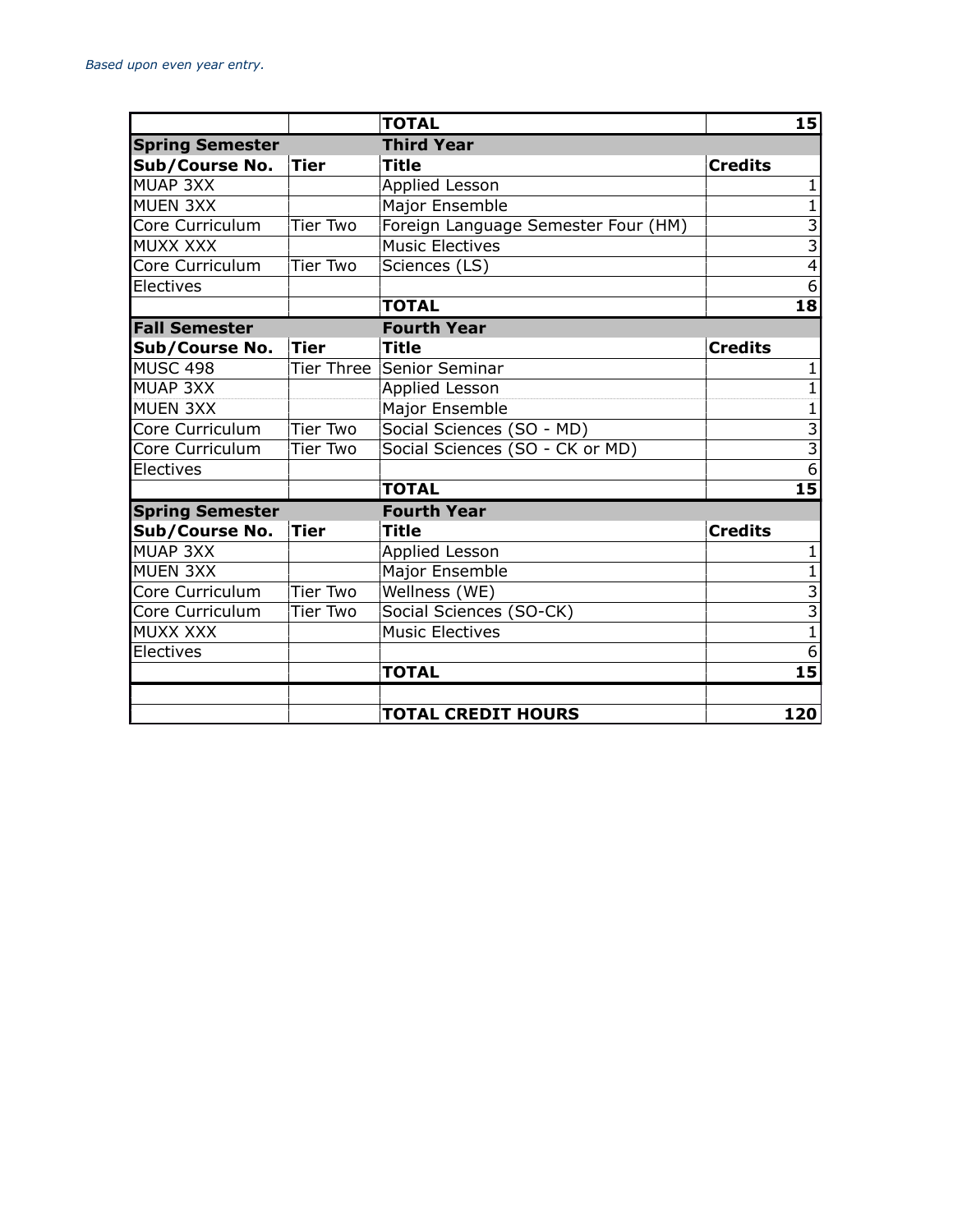*Based upon even year entry.*

| | | | |
|---|---|---|---|
| | | **TOTAL** | **15** |
| **Spring Semester** | | **Third Year** | |
| **Sub/Course No.** | **Tier** | **Title** | **Credits** |
| MUAP 3XX | | Applied Lesson | 1 |
| MUEN 3XX | | Major Ensemble | 1 |
| Core Curriculum | Tier Two | Foreign Language Semester Four (HM) | 3 |
| MUXX XXX | | Music Electives | 3 |
| Core Curriculum | Tier Two | Sciences (LS) | 4 |
| Electives | | | 6 |
| | | **TOTAL** | **18** |
| **Fall Semester** | | **Fourth Year** | |
| **Sub/Course No.** | **Tier** | **Title** | **Credits** |
| MUSC 498 | Tier Three | Senior Seminar | 1 |
| MUAP 3XX | | Applied Lesson | 1 |
| MUEN 3XX | | Major Ensemble | 1 |
| Core Curriculum | Tier Two | Social Sciences (SO - MD) | 3 |
| Core Curriculum | Tier Two | Social Sciences (SO - CK or MD) | 3 |
| Electives | | | 6 |
| | | **TOTAL** | **15** |
| **Spring Semester** | | **Fourth Year** | |
| **Sub/Course No.** | **Tier** | **Title** | **Credits** |
| MUAP 3XX | | Applied Lesson | 1 |
| MUEN 3XX | | Major Ensemble | 1 |
| Core Curriculum | Tier Two | Wellness (WE) | 3 |
| Core Curriculum | Tier Two | Social Sciences (SO-CK) | 3 |
| MUXX XXX | | Music Electives | 1 |
| Electives | | | 6 |
| | | **TOTAL** | **15** |
| | | | |
| | | **TOTAL CREDIT HOURS** | **120** |